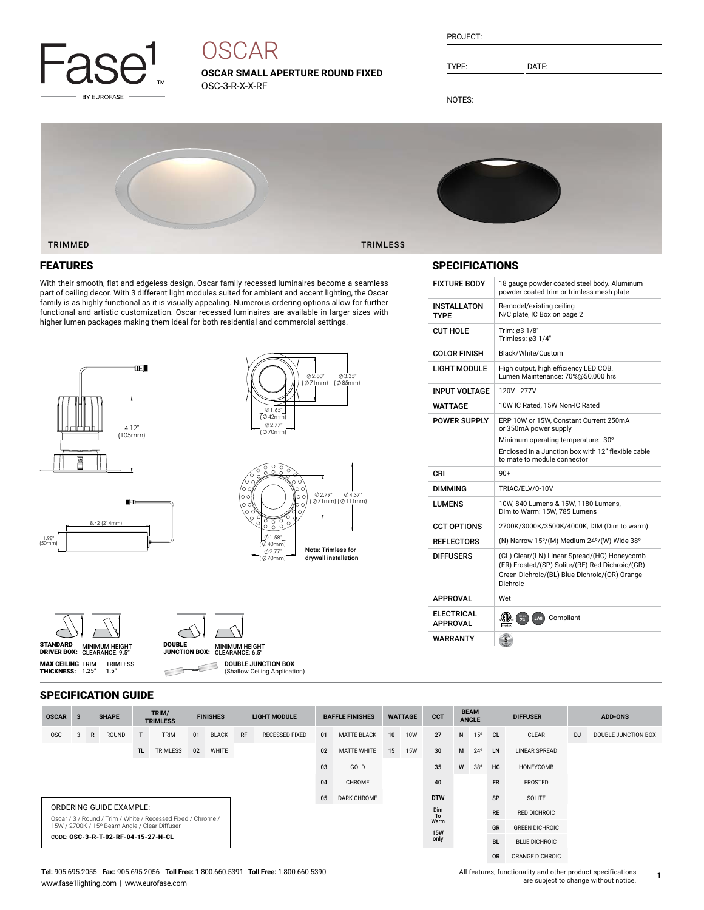Fase1 BY EUROFASE

# OSCAR

**OSCAR SMALL APERTURE ROUND FIXED**
OSC-3-R-X-X-RF

PROJECT:

TYPE: DATE:

NOTES:

TRIMMED TRIMLESS

## FEATURES

With their smooth, flat and edgeless design, Oscar family recessed luminaires become a seamless part of ceiling decor. With 3 different light modules suited for ambient and accent lighting, the Oscar family is as highly functional as it is visually appealing. Numerous ordering options allow for further functional and artistic customization. Oscar recessed luminaires are available in larger sizes with higher lumen packages making them ideal for both residential and commercial settings.

4.12" (105mm)

ø2.80" (ø71mm) ø3.35" (ø85mm)
ø1.65" (ø42mm)
ø2.77" (ø70mm)

8.42"(214mm)
1.98" (50mm)

ø2.79" (ø71mm) ø4.37" (ø111mm)
ø1.58" (ø40mm)
ø2.77" (ø70mm)

Note: Trimless for drywall installation

**STANDARD DRIVER BOX:** MINIMUM HEIGHT CLEARANCE: 9.5"

**MAX CEILING THICKNESS:** TRIM 1.25" TRIMLESS 1.5"

**DOUBLE JUNCTION BOX:** MINIMUM HEIGHT CLEARANCE: 6.5"

**DOUBLE JUNCTION BOX** (Shallow Ceiling Application)

## SPECIFICATIONS

| | |
|---|---|
| FIXTURE BODY | 18 gauge powder coated steel body. Aluminum powder coated trim or trimless mesh plate |
| INSTALLATON TYPE | Remodel/existing ceiling<br>N/C plate, IC Box on page 2 |
| CUT HOLE | Trim: ø3 1/8"<br>Trimless: ø3 1/4" |
| COLOR FINISH | Black/White/Custom |
| LIGHT MODULE | High output, high efficiency LED COB.<br>Lumen Maintenance: 70%@50,000 hrs |
| INPUT VOLTAGE | 120V - 277V |
| WATTAGE | 10W IC Rated, 15W Non-IC Rated |
| POWER SUPPLY | ERP 10W or 15W, Constant Current 250mA or 350mA power supply<br>Minimum operating temperature: -30°<br>Enclosed in a Junction box with 12" flexible cable to mate to module connector |
| CRI | 90+ |
| DIMMING | TRIAC/ELV/0-10V |
| LUMENS | 10W, 840 Lumens & 15W, 1180 Lumens,<br>Dim to Warm: 15W, 785 Lumens |
| CCT OPTIONS | 2700K/3000K/3500K/4000K, DIM (Dim to warm) |
| REFLECTORS | (N) Narrow 15°/(M) Medium 24°/(W) Wide 38° |
| DIFFUSERS | (CL) Clear/(LN) Linear Spread/(HC) Honeycomb (FR) Frosted/(SP) Solite/(RE) Red Dichroic/(GR) Green Dichroic/(BL) Blue Dichroic/(OR) Orange Dichroic |
| APPROVAL | Wet |
| ELECTRICAL APPROVAL | Title 24, JA8 Compliant |
| WARRANTY | 5 |

## SPECIFICATION GUIDE

| OSCAR | 3 | SHAPE | | TRIM/ TRIMLESS | | FINISHES | | LIGHT MODULE | | BAFFLE FINISHES | | WATTAGE | | CCT | BEAM ANGLE | | DIFFUSER | | ADD-ONS | |
|---|---|---|---|---|---|---|---|---|---|---|---|---|---|---|---|---|---|---|---|---|
| OSC | 3 | R | ROUND | T | TRIM | 01 | BLACK | RF | RECESSED FIXED | 01 | MATTE BLACK | 10 | 10W | 27 | N | 15° | CL | CLEAR | DJ | DOUBLE JUNCTION BOX |
| | | | | TL | TRIMLESS | 02 | WHITE | | | 02 | MATTE WHITE | 15 | 15W | 30 | M | 24° | LN | LINEAR SPREAD | | |
| | | | | | | | | | | 03 | GOLD | | | 35 | W | 38° | HC | HONEYCOMB | | |
| | | | | | | | | | | 04 | CHROME | | | 40 | | | FR | FROSTED | | |
| | | | | | | | | | | 05 | DARK CHROME | | | DTW | | | SP | SOLITE | | |
| | | | | | | | | | | | | | | Dim To Warm 15W only | | | RE | RED DICHROIC | | |
| | | | | | | | | | | | | | | | | | GR | GREEN DICHROIC | | |
| | | | | | | | | | | | | | | | | | BL | BLUE DICHROIC | | |
| | | | | | | | | | | | | | | | | | OR | ORANGE DICHROIC | | |

ORDERING GUIDE EXAMPLE:

Oscar / 3 / Round / Trim / White / Recessed Fixed / Chrome / 15W / 2700K / 15° Beam Angle / Clear Diffuser

CODE: **OSC-3-R-T-02-RF-04-15-27-N-CL**

**Tel:** 905.695.2055 **Fax:** 905.695.2056 **Toll Free:** 1.800.660.5391 **Toll Free:** 1.800.660.5390
www.fase1lighting.com | www.eurofase.com

All features, functionality and other product specifications are subject to change without notice.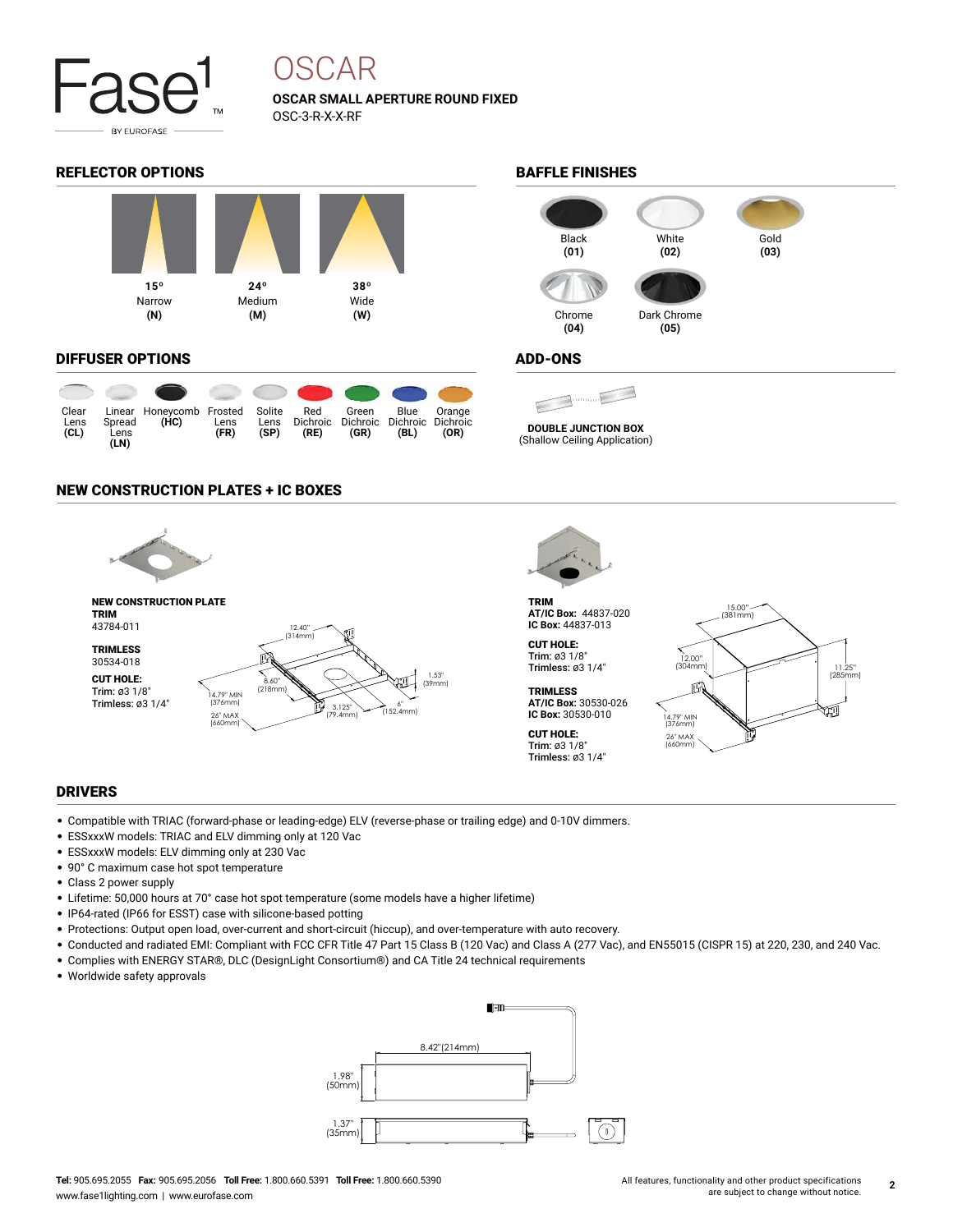Fase1™ BY EUROFASE

# OSCAR

**OSCAR SMALL APERTURE ROUND FIXED**
OSC-3-R-X-X-RF

## REFLECTOR OPTIONS

**15°**
Narrow
**(N)**

**24°**
Medium
**(M)**

**38°**
Wide
**(W)**

## BAFFLE FINISHES

Black
**(01)**

White
**(02)**

Gold
**(03)**

Chrome
**(04)**

Dark Chrome
**(05)**

## DIFFUSER OPTIONS

Clear Lens **(CL)**

Linear Spread Lens **(LN)**

Honeycomb **(HC)**

Frosted Lens **(FR)**

Solite Lens **(SP)**

Red Dichroic **(RE)**

Green Dichroic **(GR)**

Blue Dichroic **(BL)**

Orange Dichroic **(OR)**

## ADD-ONS

**DOUBLE JUNCTION BOX**
(Shallow Ceiling Application)

## NEW CONSTRUCTION PLATES + IC BOXES

**NEW CONSTRUCTION PLATE**
**TRIM**
43784-011

**TRIMLESS**
30534-018

**CUT HOLE:**
Trim: ø3 1/8"
Trimless: ø3 1/4"

12.40" (314mm)
8.60" (218mm)
1.53" (39mm)
14.79" MIN (376mm)
26" MAX (660mm)
3.125" (79.4mm)
6" (152.4mm)

**TRIM**
**AT/IC Box:** 44837-020
**IC Box:** 44837-013

**CUT HOLE:**
Trim: ø3 1/8"
Trimless: ø3 1/4"

**TRIMLESS**
**AT/IC Box:** 30530-026
**IC Box:** 30530-010

**CUT HOLE:**
Trim: ø3 1/8"
Trimless: ø3 1/4"

15.00" (381mm)
12.00" (304mm)
11.25" (285mm)
14.79" MIN (376mm)
26" MAX (660mm)

## DRIVERS

- Compatible with TRIAC (forward-phase or leading-edge) ELV (reverse-phase or trailing edge) and 0-10V dimmers.
- ESSxxxW models: TRIAC and ELV dimming only at 120 Vac
- ESSxxxW models: ELV dimming only at 230 Vac
- 90° C maximum case hot spot temperature
- Class 2 power supply
- Lifetime: 50,000 hours at 70° case hot spot temperature (some models have a higher lifetime)
- IP64-rated (IP66 for ESST) case with silicone-based potting
- Protections: Output open load, over-current and short-circuit (hiccup), and over-temperature with auto recovery.
- Conducted and radiated EMI: Compliant with FCC CFR Title 47 Part 15 Class B (120 Vac) and Class A (277 Vac), and EN55015 (CISPR 15) at 220, 230, and 240 Vac.
- Complies with ENERGY STAR®, DLC (DesignLight Consortium®) and CA Title 24 technical requirements
- Worldwide safety approvals

8.42"(214mm)
1.98" (50mm)
1.37" (35mm)

**Tel:** 905.695.2055 **Fax:** 905.695.2056 **Toll Free:** 1.800.660.5391 **Toll Free:** 1.800.660.5390
www.fase1lighting.com | www.eurofase.com

All features, functionality and other product specifications are subject to change without notice.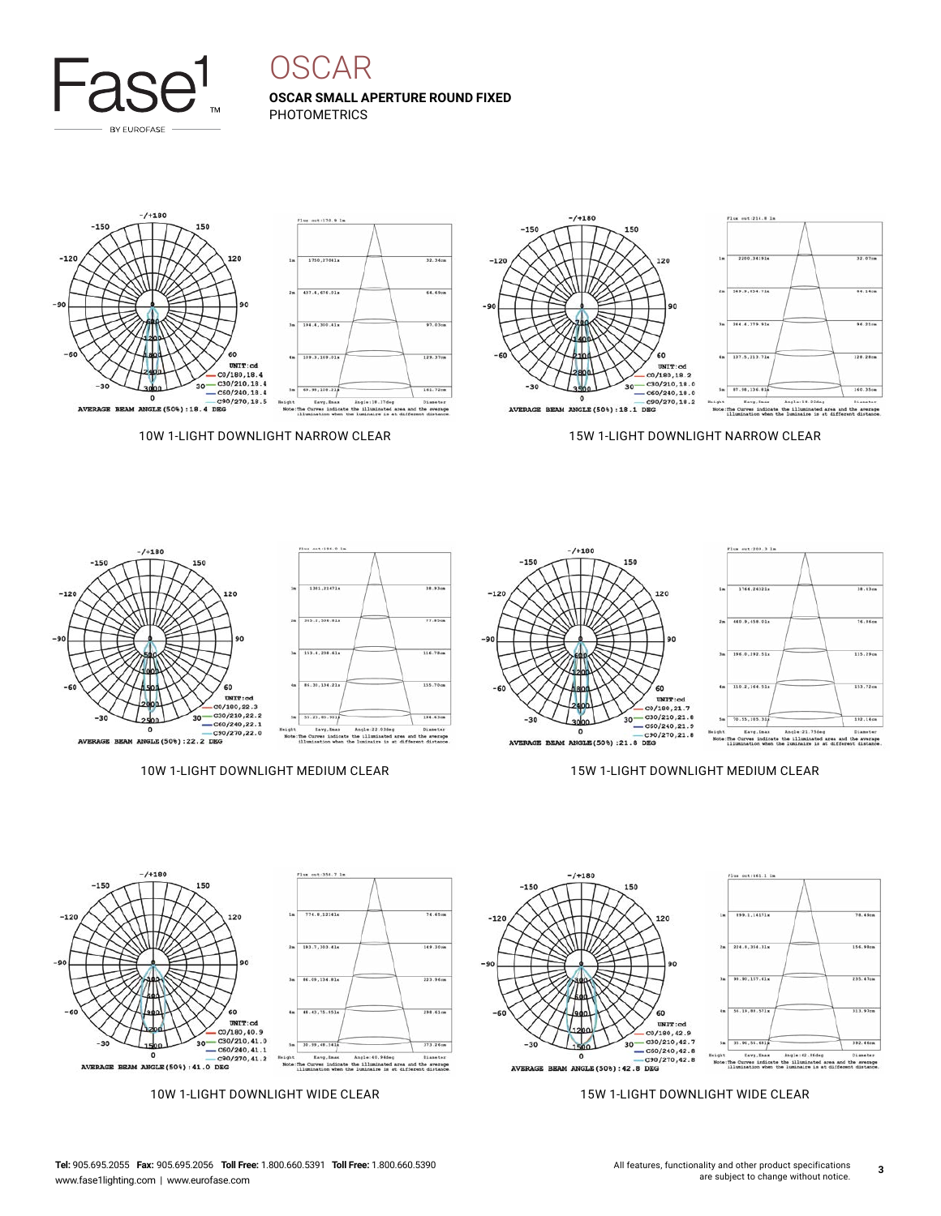# OSCAR

**OSCAR SMALL APERTURE ROUND FIXED**

PHOTOMETRICS

-/+180
-150 150
-120 120
-90 90
-60 60
-30 30
0
600
1200
1800
2400
3000
UNIT:cd
C0/180,18.4
C30/210,18.4
C60/240,18.4
C90/270,18.5
AVERAGE BEAM ANGLE(50%):18.4 DEG

Flux out:170.9 lm
1m 1750,2706lx 32.34cm
2m 437.6,676.5lx 64.69cm
3m 194.4,300.6lx 97.03cm
4m 109.3,169.1lx 129.37cm
5m 69.99,108.2lx 161.72cm
Height Eavg,Emax Angle:18.17deg Diameter
Note:The Curves indicate the illuminated area and the average illumination when the luminaire is at different distance.

10W 1-LIGHT DOWNLIGHT NARROW CLEAR

-/+180
-150 150
-120 120
-90 90
-60 60
-30 30
0
700
1400
2100
2800
3500
UNIT:cd
C0/180,18.2
C30/210,18.0
C60/240,18.0
C90/270,18.2
AVERAGE BEAM ANGLE(50%):18.1 DEG

Flux out:211.8 lm
1m 2200,3419lx 32.07cm
2m 549.9,854.7lx 64.14cm
3m 244.4,379.9lx 96.21cm
4m 137.5,213.7lx 128.28cm
5m 87.98,136.8lx 160.35cm
Height Eavg,Emax Angle:18.02deg Diameter
Note:The Curves indicate the illuminated area and the average illumination when the luminaire is at different distance.

15W 1-LIGHT DOWNLIGHT NARROW CLEAR

-/+180
-150 150
-120 120
-90 90
-60 60
-30 30
0
500
1000
1500
2000
2500
UNIT:cd
C0/180,22.3
C30/210,22.2
C60/240,22.1
C90/270,22.0
AVERAGE BEAM ANGLE(50%):22.2 DEG

Flux out:186.0 lm
1m 1381,2147lx 38.93cm
2m 345.3,536.8lx 77.85cm
3m 153.4,238.6lx 116.78cm
4m 86.30,134.2lx 155.70cm
5m 55.23,85.90lx 194.63cm
Height Eavg,Emax Angle:22.03deg Diameter
Note:The Curves indicate the illuminated area and the average illumination when the luminaire is at different distance.

10W 1-LIGHT DOWNLIGHT MEDIUM CLEAR

-/+180
-150 150
-120 120
-90 90
-60 60
-30 30
0
600
1200
1800
2400
3000
UNIT:cd
C0/180,21.7
C30/210,21.8
C60/240,21.9
C90/270,21.8
AVERAGE BEAM ANGLE(50%):21.8 DEG

Flux out:209.3 lm
1m 1764,2632lx 38.43cm
2m 440.9,658.0lx 76.86cm
3m 196.0,292.5lx 115.29cm
4m 110.2,164.5lx 153.72cm
5m 70.55,105.3lx 192.14cm
Height Eavg,Emax Angle:21.73deg Diameter
Note:The Curves indicate the illuminated area and the average illumination when the luminaire is at different distance.

15W 1-LIGHT DOWNLIGHT MEDIUM CLEAR

-/+180
-150 150
-120 120
-90 90
-60 60
-30 30
0
300
600
900
1200
1500
UNIT:cd
C0/180,40.9
C30/210,41.0
C60/240,41.1
C90/270,41.2
AVERAGE BEAM ANGLE(50%):41.0 DEG

Flux out:354.7 lm
1m 774.8,1216lx 74.65cm
2m 193.7,303.6lx 149.30cm
3m 86.09,134.8lx 223.96cm
4m 48.43,75.55lx 298.61cm
5m 30.99,48.14lx 373.26cm
Height Eavg,Emax Angle:40.94deg Diameter
Note:The Curves indicate the illuminated area and the average illumination when the luminaire is at different distance.

10W 1-LIGHT DOWNLIGHT WIDE CLEAR

-/+180
-150 150
-120 120
-90 90
-60 60
-30 30
0
300
600
900
1200
1500
UNIT:cd
C0/180,42.9
C30/210,42.7
C60/240,42.8
C90/270,42.8
AVERAGE BEAM ANGLE(50%):42.8 DEG

Flux out:461.1 lm
1m 899.1,1417lx 78.49cm
2m 224.8,354.3lx 156.98cm
3m 99.90,157.4lx 235.47cm
4m 56.19,88.57lx 313.97cm
5m 35.96,56.68lx 392.46cm
Height Eavg,Emax Angle:42.38deg Diameter
Note:The Curves indicate the illuminated area and the average illumination when the luminaire is at different distance.

15W 1-LIGHT DOWNLIGHT WIDE CLEAR

**Tel:** 905.695.2055 **Fax:** 905.695.2056 **Toll Free:** 1.800.660.5391 **Toll Free:** 1.800.660.5390
www.fase1lighting.com | www.eurofase.com

All features, functionality and other product specifications are subject to change without notice.